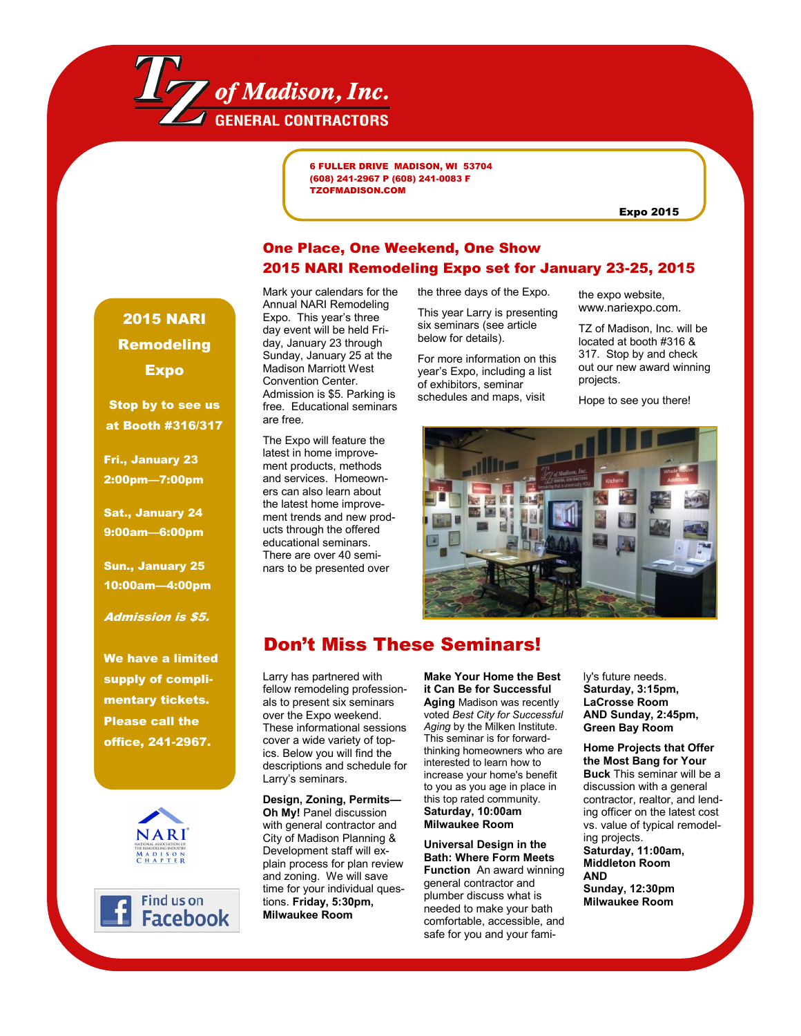# TZ of Madison, Inc.
## GENERAL CONTRACTORS

6 FULLER DRIVE MADISON, WI 53704
(608) 241-2967 P (608) 241-0083 F
TZOFMADISON.COM

Expo 2015

## One Place, One Weekend, One Show
## 2015 NARI Remodeling Expo set for January 23-25, 2015

Mark your calendars for the Annual NARI Remodeling Expo. This year's three day event will be held Friday, January 23 through Sunday, January 25 at the Madison Marriott West Convention Center. Admission is $5. Parking is free. Educational seminars are free.

The Expo will feature the latest in home improvement products, methods and services. Homeowners can also learn about the latest home improvement trends and new products through the offered educational seminars. There are over 40 seminars to be presented over the three days of the Expo.

This year Larry is presenting six seminars (see article below for details).

For more information on this year's Expo, including a list of exhibitors, seminar schedules and maps, visit the expo website, www.nariexpo.com.

TZ of Madison, Inc. will be located at booth #316 & 317. Stop by and check out our new award winning projects.

Hope to see you there!

## Don't Miss These Seminars!

Larry has partnered with fellow remodeling professionals to present six seminars over the Expo weekend. These informational sessions cover a wide variety of topics. Below you will find the descriptions and schedule for Larry's seminars.

**Design, Zoning, Permits—Oh My!** Panel discussion with general contractor and City of Madison Planning & Development staff will explain process for plan review and zoning. We will save time for your individual questions. **Friday, 5:30pm, Milwaukee Room**

**Make Your Home the Best it Can Be for Successful Aging** Madison was recently voted *Best City for Successful Aging* by the Milken Institute. This seminar is for forward-thinking homeowners who are interested to learn how to increase your home's benefit to you as you age in place in this top rated community. **Saturday, 10:00am Milwaukee Room**

**Universal Design in the Bath: Where Form Meets Function** An award winning general contractor and plumber discuss what is needed to make your bath comfortable, accessible, and safe for you and your family's future needs. **Saturday, 3:15pm, LaCrosse Room AND Sunday, 2:45pm, Green Bay Room**

**Home Projects that Offer the Most Bang for Your Buck** This seminar will be a discussion with a general contractor, realtor, and lending officer on the latest cost vs. value of typical remodeling projects. **Saturday, 11:00am, Middleton Room AND Sunday, 12:30pm Milwaukee Room**

---

**2015 NARI Remodeling Expo**

**Stop by to see us at Booth #316/317**

**Fri., January 23**
**2:00pm—7:00pm**

**Sat., January 24**
**9:00am—6:00pm**

**Sun., January 25**
**10:00am—4:00pm**

***Admission is $5.***

**We have a limited supply of complimentary tickets. Please call the office, 241-2967.**

NARI National Association of the Remodeling Industry Madison Chapter

Find us on Facebook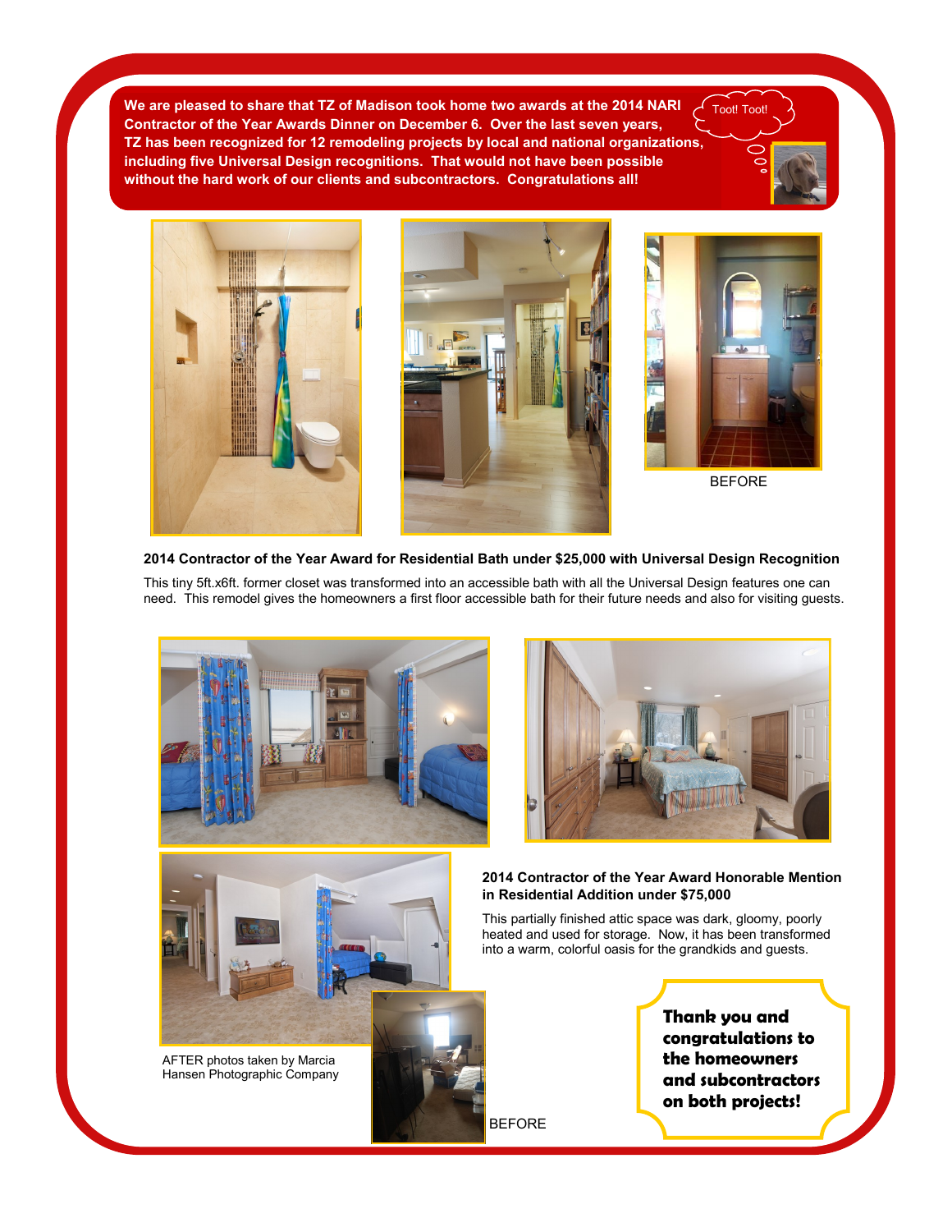**We are pleased to share that TZ of Madison took home two awards at the 2014 NARI Contractor of the Year Awards Dinner on December 6. Over the last seven years, TZ has been recognized for 12 remodeling projects by local and national organizations, including five Universal Design recognitions. That would not have been possible without the hard work of our clients and subcontractors. Congratulations all!**

Toot! Toot!

BEFORE

**2014 Contractor of the Year Award for Residential Bath under $25,000 with Universal Design Recognition**

This tiny 5ft.x6ft. former closet was transformed into an accessible bath with all the Universal Design features one can need. This remodel gives the homeowners a first floor accessible bath for their future needs and also for visiting guests.

**2014 Contractor of the Year Award Honorable Mention in Residential Addition under $75,000**

This partially finished attic space was dark, gloomy, poorly heated and used for storage. Now, it has been transformed into a warm, colorful oasis for the grandkids and guests.

AFTER photos taken by Marcia Hansen Photographic Company

BEFORE

**Thank you and congratulations to the homeowners and subcontractors on both projects!**